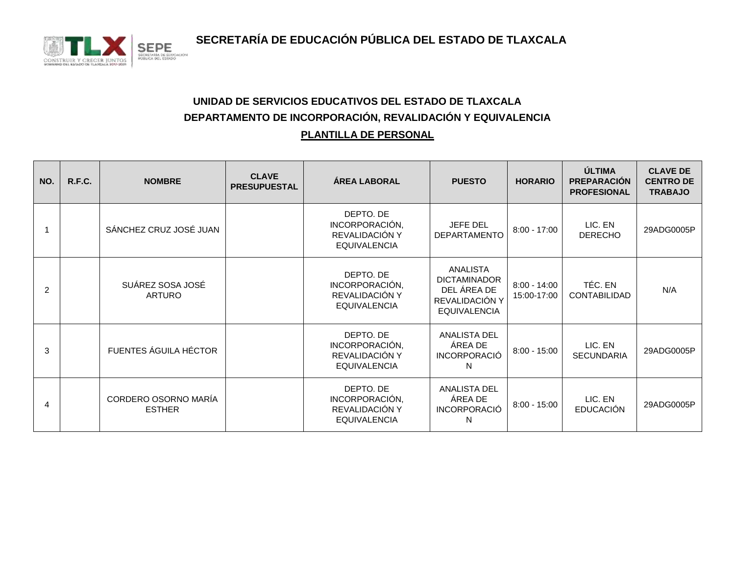# SECRETARÍA DE EDUCACIÓN PÚBLICA DEL ESTADO DE TLAXCALA

## UNIDAD DE SERVICIOS EDUCATIVOS DEL ESTADO DE TLAXCALA

## DEPARTAMENTO DE INCORPORACIÓN, REVALIDACIÓN Y EQUIVALENCIA

## PLANTILLA DE PERSONAL

| NO. | R.F.C. | NOMBRE | CLAVE PRESUPUESTAL | ÁREA LABORAL | PUESTO | HORARIO | ÚLTIMA PREPARACIÓN PROFESIONAL | CLAVE DE CENTRO DE TRABAJO |
|---|---|---|---|---|---|---|---|---|
| 1 | | SÁNCHEZ CRUZ JOSÉ JUAN | | DEPTO. DE INCORPORACIÓN, REVALIDACIÓN Y EQUIVALENCIA | JEFE DEL DEPARTAMENTO | 8:00 - 17:00 | LIC. EN DERECHO | 29ADG0005P |
| 2 | | SUÁREZ SOSA JOSÉ ARTURO | | DEPTO. DE INCORPORACIÓN, REVALIDACIÓN Y EQUIVALENCIA | ANALISTA DICTAMINADOR DEL ÁREA DE REVALIDACIÓN Y EQUIVALENCIA | 8:00 - 14:00 15:00-17:00 | TÉC. EN CONTABILIDAD | N/A |
| 3 | | FUENTES ÁGUILA HÉCTOR | | DEPTO. DE INCORPORACIÓN, REVALIDACIÓN Y EQUIVALENCIA | ANALISTA DEL ÁREA DE INCORPORACIÓN | 8:00 - 15:00 | LIC. EN SECUNDARIA | 29ADG0005P |
| 4 | | CORDERO OSORNO MARÍA ESTHER | | DEPTO. DE INCORPORACIÓN, REVALIDACIÓN Y EQUIVALENCIA | ANALISTA DEL ÁREA DE INCORPORACIÓN | 8:00 - 15:00 | LIC. EN EDUCACIÓN | 29ADG0005P |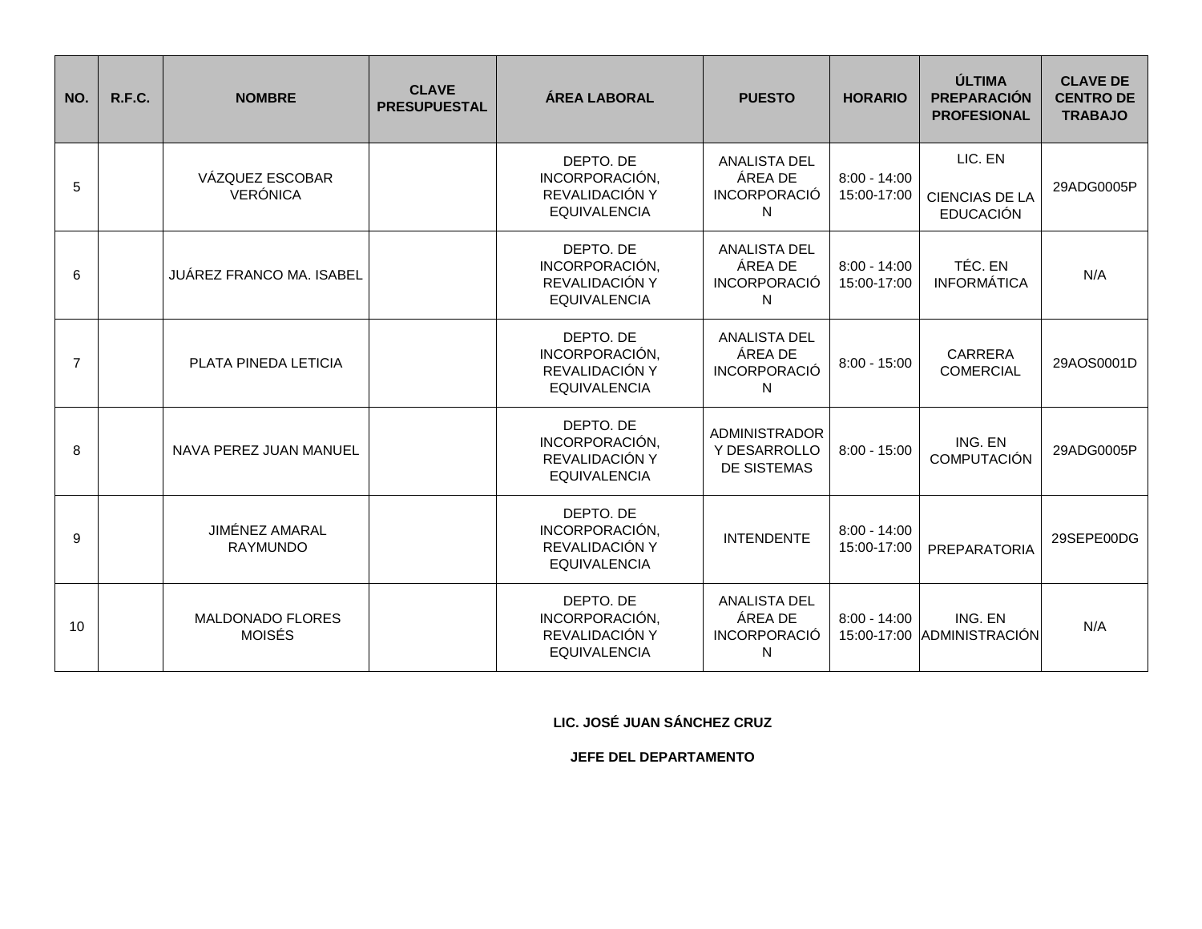| NO. | R.F.C. | NOMBRE | CLAVE PRESUPUESTAL | ÁREA LABORAL | PUESTO | HORARIO | ÚLTIMA PREPARACIÓN PROFESIONAL | CLAVE DE CENTRO DE TRABAJO |
|---|---|---|---|---|---|---|---|---|
| 5 | | VÁZQUEZ ESCOBAR VERÓNICA | | DEPTO. DE INCORPORACIÓN, REVALIDACIÓN Y EQUIVALENCIA | ANALISTA DEL ÁREA DE INCORPORACIÓN | 8:00 - 14:00 15:00-17:00 | LIC. EN CIENCIAS DE LA EDUCACIÓN | 29ADG0005P |
| 6 | | JUÁREZ FRANCO MA. ISABEL | | DEPTO. DE INCORPORACIÓN, REVALIDACIÓN Y EQUIVALENCIA | ANALISTA DEL ÁREA DE INCORPORACIÓN | 8:00 - 14:00 15:00-17:00 | TÉC. EN INFORMÁTICA | N/A |
| 7 | | PLATA PINEDA LETICIA | | DEPTO. DE INCORPORACIÓN, REVALIDACIÓN Y EQUIVALENCIA | ANALISTA DEL ÁREA DE INCORPORACIÓN | 8:00 - 15:00 | CARRERA COMERCIAL | 29AOS0001D |
| 8 | | NAVA PEREZ JUAN MANUEL | | DEPTO. DE INCORPORACIÓN, REVALIDACIÓN Y EQUIVALENCIA | ADMINISTRADOR Y DESARROLLO DE SISTEMAS | 8:00 - 15:00 | ING. EN COMPUTACIÓN | 29ADG0005P |
| 9 | | JIMÉNEZ AMARAL RAYMUNDO | | DEPTO. DE INCORPORACIÓN, REVALIDACIÓN Y EQUIVALENCIA | INTENDENTE | 8:00 - 14:00 15:00-17:00 | PREPARATORIA | 29SEPE00DG |
| 10 | | MALDONADO FLORES MOISÉS | | DEPTO. DE INCORPORACIÓN, REVALIDACIÓN Y EQUIVALENCIA | ANALISTA DEL ÁREA DE INCORPORACIÓN | 8:00 - 14:00 15:00-17:00 | ING. EN ADMINISTRACIÓN | N/A |

**LIC. JOSÉ JUAN SÁNCHEZ CRUZ**

**JEFE DEL DEPARTAMENTO**